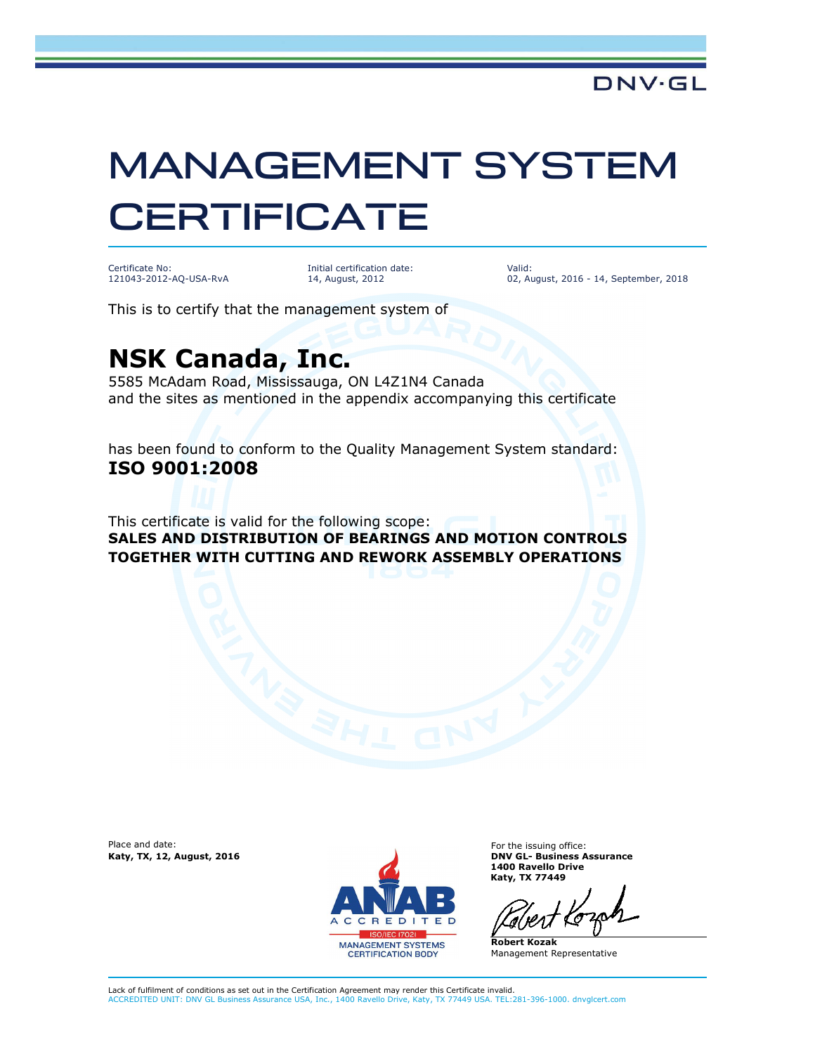DNV·GL

# MANAGEMENT SYSTEM CERTIFICATE

| Certificate No: | Initial certification date: | Valid: |
| --- | --- | --- |
| 121043-2012-AQ-USA-RvA | 14, August, 2012 | 02, August, 2016 - 14, September, 2018 |

This is to certify that the management system of

## NSK Canada, Inc.

5585 McAdam Road, Mississauga, ON L4Z1N4 Canada
and the sites as mentioned in the appendix accompanying this certificate

has been found to conform to the Quality Management System standard:
**ISO 9001:2008**

This certificate is valid for the following scope:
**SALES AND DISTRIBUTION OF BEARINGS AND MOTION CONTROLS TOGETHER WITH CUTTING AND REWORK ASSEMBLY OPERATIONS**

Place and date:
**Katy, TX, 12, August, 2016**

ANAB ACCREDITED
ISO/IEC 17021
MANAGEMENT SYSTEMS CERTIFICATION BODY

For the issuing office:
**DNV GL- Business Assurance**
**1400 Ravello Drive**
**Katy, TX 77449**

**Robert Kozak**
Management Representative

Lack of fulfilment of conditions as set out in the Certification Agreement may render this Certificate invalid.
ACCREDITED UNIT: DNV GL Business Assurance USA, Inc., 1400 Ravello Drive, Katy, TX 77449 USA. TEL:281-396-1000. dnvglcert.com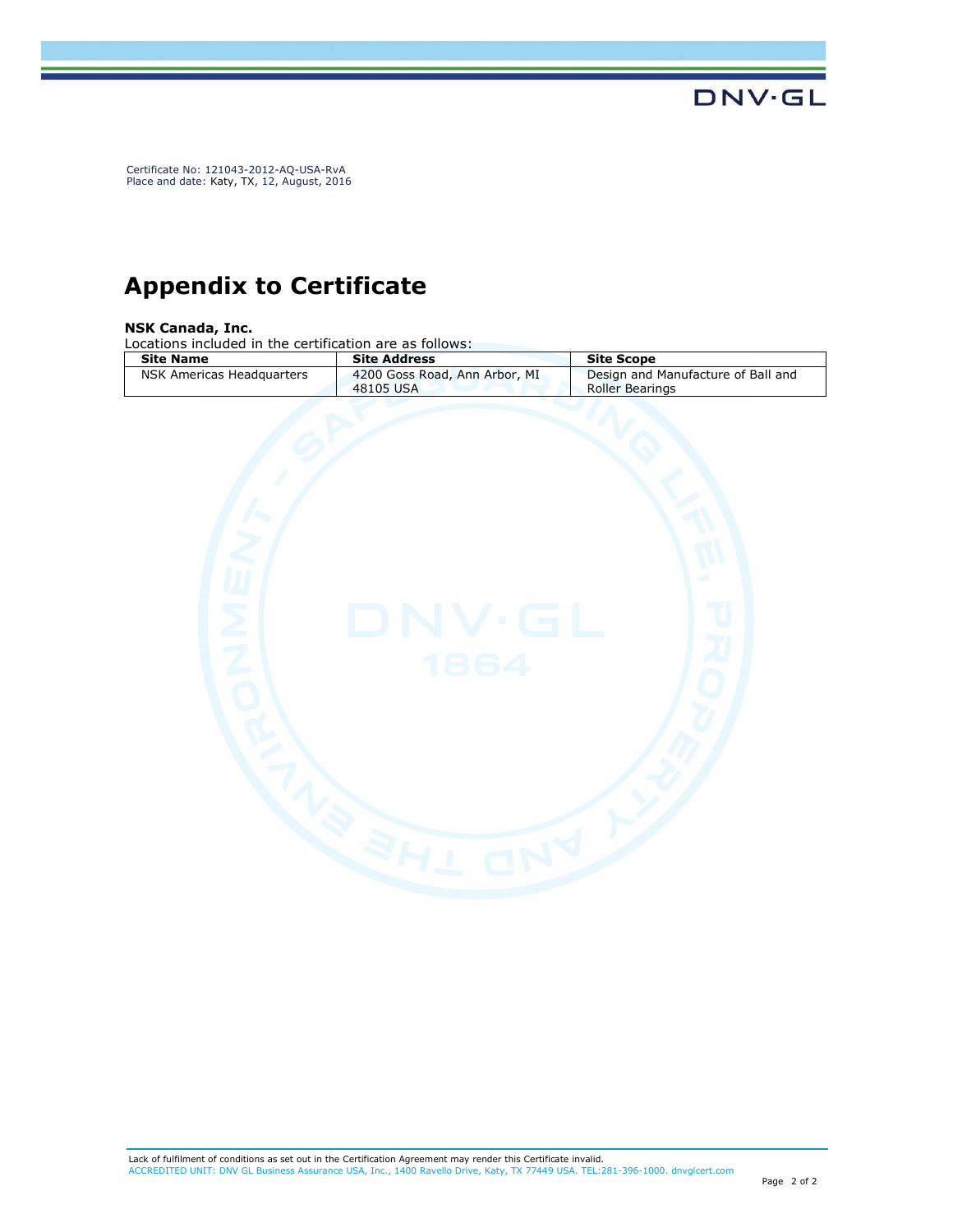Certificate No: 121043-2012-AQ-USA-RvA
Place and date: Katy, TX, 12, August, 2016

# Appendix to Certificate

**NSK Canada, Inc.**

Locations included in the certification are as follows:

| Site Name | Site Address | Site Scope |
|---|---|---|
| NSK Americas Headquarters | 4200 Goss Road, Ann Arbor, MI 48105 USA | Design and Manufacture of Ball and Roller Bearings |

Lack of fulfilment of conditions as set out in the Certification Agreement may render this Certificate invalid.
ACCREDITED UNIT: DNV GL Business Assurance USA, Inc., 1400 Ravello Drive, Katy, TX 77449 USA. TEL:281-396-1000. dnvglcert.com